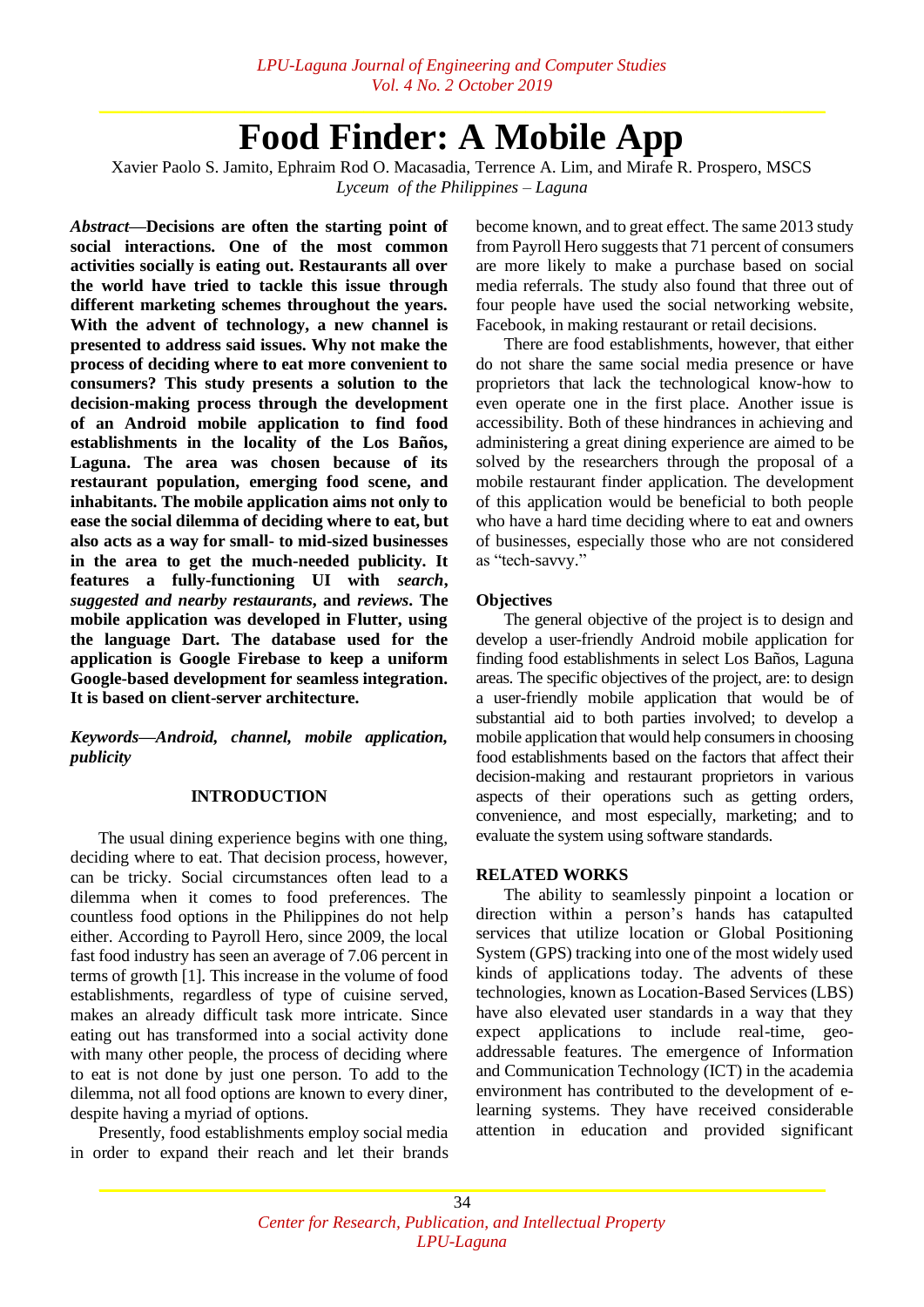# Food Finder: A Mobile App

Xavier Paolo S. Jamito, Ephraim Rod O. Macasadia, Terrence A. Lim, and Mirafe R. Prospero, MSCS

*Lyceum of the Philippines – Laguna*

***Abstract*—Decisions are often the starting point of social interactions. One of the most common activities socially is eating out. Restaurants all over the world have tried to tackle this issue through different marketing schemes throughout the years. With the advent of technology, a new channel is presented to address said issues. Why not make the process of deciding where to eat more convenient to consumers? This study presents a solution to the decision-making process through the development of an Android mobile application to find food establishments in the locality of the Los Baños, Laguna. The area was chosen because of its restaurant population, emerging food scene, and inhabitants. The mobile application aims not only to ease the social dilemma of deciding where to eat, but also acts as a way for small- to mid-sized businesses in the area to get the much-needed publicity. It features a fully-functioning UI with *search*, *suggested and nearby restaurants*, and *reviews*. The mobile application was developed in Flutter, using the language Dart. The database used for the application is Google Firebase to keep a uniform Google-based development for seamless integration. It is based on client-server architecture.**

***Keywords—Android, channel, mobile application, publicity***

## INTRODUCTION

The usual dining experience begins with one thing, deciding where to eat. That decision process, however, can be tricky. Social circumstances often lead to a dilemma when it comes to food preferences. The countless food options in the Philippines do not help either. According to Payroll Hero, since 2009, the local fast food industry has seen an average of 7.06 percent in terms of growth [1]. This increase in the volume of food establishments, regardless of type of cuisine served, makes an already difficult task more intricate. Since eating out has transformed into a social activity done with many other people, the process of deciding where to eat is not done by just one person. To add to the dilemma, not all food options are known to every diner, despite having a myriad of options.

Presently, food establishments employ social media in order to expand their reach and let their brands become known, and to great effect. The same 2013 study from Payroll Hero suggests that 71 percent of consumers are more likely to make a purchase based on social media referrals. The study also found that three out of four people have used the social networking website, Facebook, in making restaurant or retail decisions.

There are food establishments, however, that either do not share the same social media presence or have proprietors that lack the technological know-how to even operate one in the first place. Another issue is accessibility. Both of these hindrances in achieving and administering a great dining experience are aimed to be solved by the researchers through the proposal of a mobile restaurant finder application. The development of this application would be beneficial to both people who have a hard time deciding where to eat and owners of businesses, especially those who are not considered as "tech-savvy."

### Objectives

The general objective of the project is to design and develop a user-friendly Android mobile application for finding food establishments in select Los Baños, Laguna areas. The specific objectives of the project, are: to design a user-friendly mobile application that would be of substantial aid to both parties involved; to develop a mobile application that would help consumers in choosing food establishments based on the factors that affect their decision-making and restaurant proprietors in various aspects of their operations such as getting orders, convenience, and most especially, marketing; and to evaluate the system using software standards.

## RELATED WORKS

The ability to seamlessly pinpoint a location or direction within a person's hands has catapulted services that utilize location or Global Positioning System (GPS) tracking into one of the most widely used kinds of applications today. The advents of these technologies, known as Location-Based Services (LBS) have also elevated user standards in a way that they expect applications to include real-time, geo-addressable features. The emergence of Information and Communication Technology (ICT) in the academia environment has contributed to the development of e-learning systems. They have received considerable attention in education and provided significant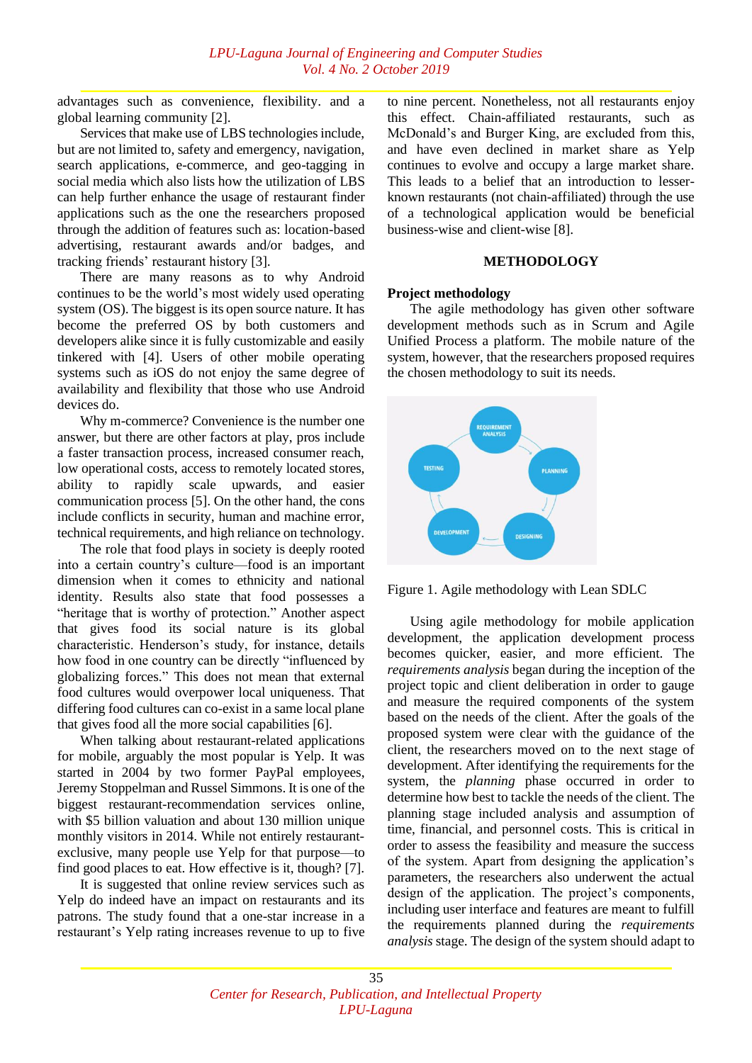advantages such as convenience, flexibility. and a global learning community [2].

Services that make use of LBS technologies include, but are not limited to, safety and emergency, navigation, search applications, e-commerce, and geo-tagging in social media which also lists how the utilization of LBS can help further enhance the usage of restaurant finder applications such as the one the researchers proposed through the addition of features such as: location-based advertising, restaurant awards and/or badges, and tracking friends' restaurant history [3].

There are many reasons as to why Android continues to be the world's most widely used operating system (OS). The biggest is its open source nature. It has become the preferred OS by both customers and developers alike since it is fully customizable and easily tinkered with [4]. Users of other mobile operating systems such as iOS do not enjoy the same degree of availability and flexibility that those who use Android devices do.

Why m-commerce? Convenience is the number one answer, but there are other factors at play, pros include a faster transaction process, increased consumer reach, low operational costs, access to remotely located stores, ability to rapidly scale upwards, and easier communication process [5]. On the other hand, the cons include conflicts in security, human and machine error, technical requirements, and high reliance on technology.

The role that food plays in society is deeply rooted into a certain country's culture—food is an important dimension when it comes to ethnicity and national identity. Results also state that food possesses a "heritage that is worthy of protection." Another aspect that gives food its social nature is its global characteristic. Henderson's study, for instance, details how food in one country can be directly "influenced by globalizing forces." This does not mean that external food cultures would overpower local uniqueness. That differing food cultures can co-exist in a same local plane that gives food all the more social capabilities [6].

When talking about restaurant-related applications for mobile, arguably the most popular is Yelp. It was started in 2004 by two former PayPal employees, Jeremy Stoppelman and Russel Simmons. It is one of the biggest restaurant-recommendation services online, with $5 billion valuation and about 130 million unique monthly visitors in 2014. While not entirely restaurant-exclusive, many people use Yelp for that purpose—to find good places to eat. How effective is it, though? [7].

It is suggested that online review services such as Yelp do indeed have an impact on restaurants and its patrons. The study found that a one-star increase in a restaurant's Yelp rating increases revenue to up to five to nine percent. Nonetheless, not all restaurants enjoy this effect. Chain-affiliated restaurants, such as McDonald's and Burger King, are excluded from this, and have even declined in market share as Yelp continues to evolve and occupy a large market share. This leads to a belief that an introduction to lesser-known restaurants (not chain-affiliated) through the use of a technological application would be beneficial business-wise and client-wise [8].

## METHODOLOGY

### Project methodology

The agile methodology has given other software development methods such as in Scrum and Agile Unified Process a platform. The mobile nature of the system, however, that the researchers proposed requires the chosen methodology to suit its needs.

Figure 1. Agile methodology with Lean SDLC

Using agile methodology for mobile application development, the application development process becomes quicker, easier, and more efficient. The *requirements analysis* began during the inception of the project topic and client deliberation in order to gauge and measure the required components of the system based on the needs of the client. After the goals of the proposed system were clear with the guidance of the client, the researchers moved on to the next stage of development. After identifying the requirements for the system, the *planning* phase occurred in order to determine how best to tackle the needs of the client. The planning stage included analysis and assumption of time, financial, and personnel costs. This is critical in order to assess the feasibility and measure the success of the system. Apart from designing the application's parameters, the researchers also underwent the actual design of the application. The project's components, including user interface and features are meant to fulfill the requirements planned during the *requirements analysis* stage. The design of the system should adapt to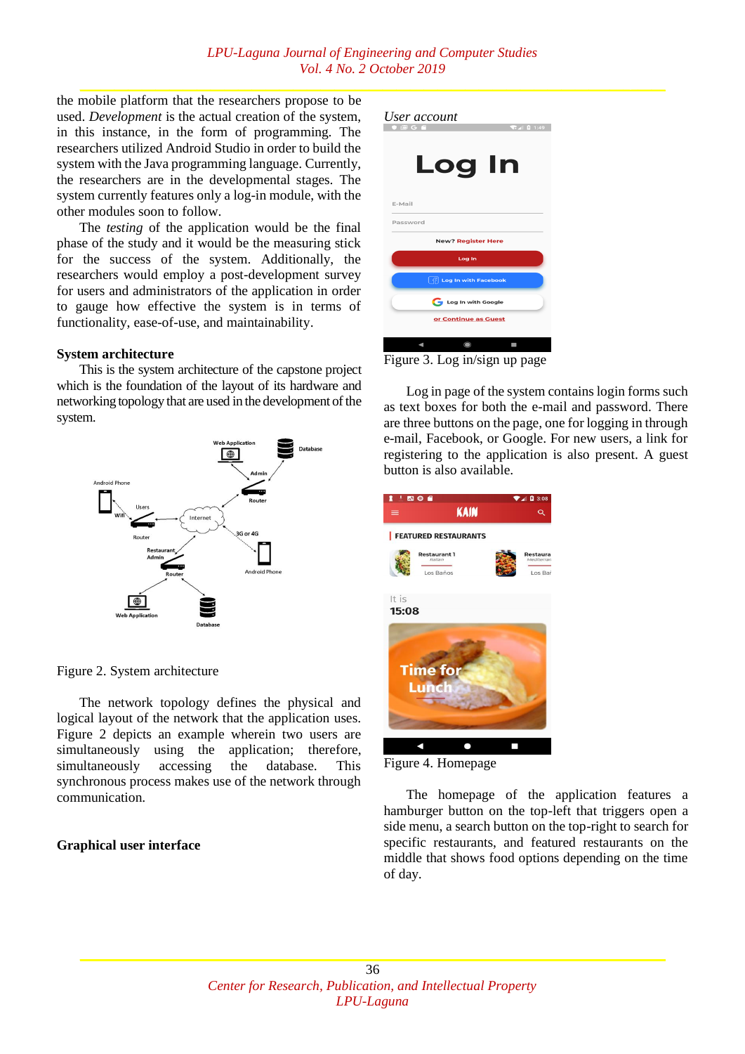the mobile platform that the researchers propose to be used. *Development* is the actual creation of the system, in this instance, in the form of programming. The researchers utilized Android Studio in order to build the system with the Java programming language. Currently, the researchers are in the developmental stages. The system currently features only a log-in module, with the other modules soon to follow.

The *testing* of the application would be the final phase of the study and it would be the measuring stick for the success of the system. Additionally, the researchers would employ a post-development survey for users and administrators of the application in order to gauge how effective the system is in terms of functionality, ease-of-use, and maintainability.

**System architecture**

This is the system architecture of the capstone project which is the foundation of the layout of its hardware and networking topology that are used in the development of the system.

Figure 2. System architecture

The network topology defines the physical and logical layout of the network that the application uses. Figure 2 depicts an example wherein two users are simultaneously using the application; therefore, simultaneously accessing the database. This synchronous process makes use of the network through communication.

**Graphical user interface**

*User account*

Figure 3. Log in/sign up page

Log in page of the system contains login forms such as text boxes for both the e-mail and password. There are three buttons on the page, one for logging in through e-mail, Facebook, or Google. For new users, a link for registering to the application is also present. A guest button is also available.

Figure 4. Homepage

The homepage of the application features a hamburger button on the top-left that triggers open a side menu, a search button on the top-right to search for specific restaurants, and featured restaurants on the middle that shows food options depending on the time of day.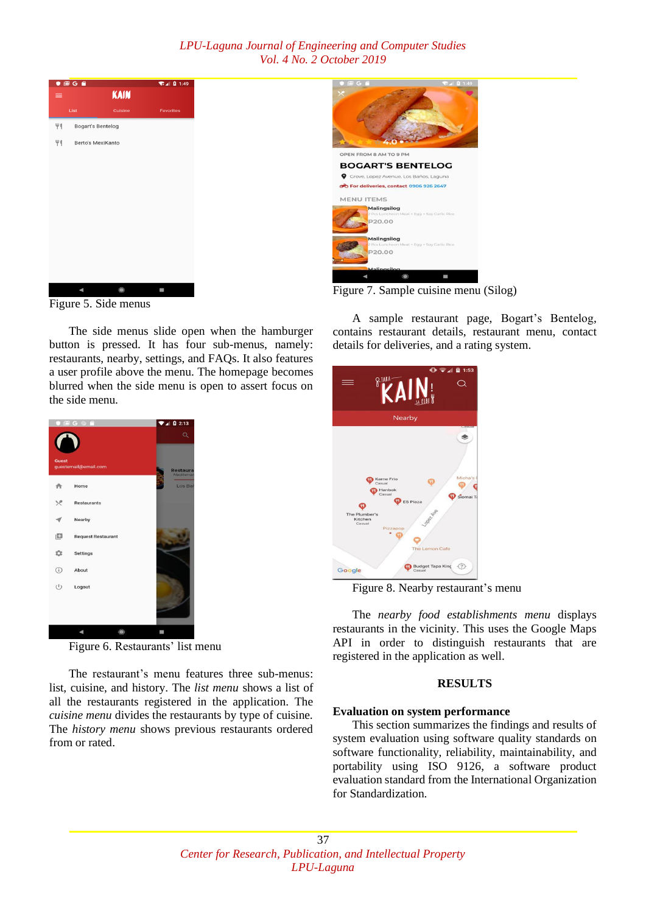Figure 5. Side menus

The side menus slide open when the hamburger button is pressed. It has four sub-menus, namely: restaurants, nearby, settings, and FAQs. It also features a user profile above the menu. The homepage becomes blurred when the side menu is open to assert focus on the side menu.

Figure 6. Restaurants' list menu

The restaurant's menu features three sub-menus: list, cuisine, and history. The *list menu* shows a list of all the restaurants registered in the application. The *cuisine menu* divides the restaurants by type of cuisine. The *history menu* shows previous restaurants ordered from or rated.

Figure 7. Sample cuisine menu (Silog)

A sample restaurant page, Bogart's Bentelog, contains restaurant details, restaurant menu, contact details for deliveries, and a rating system.

Figure 8. Nearby restaurant's menu

The *nearby food establishments menu* displays restaurants in the vicinity. This uses the Google Maps API in order to distinguish restaurants that are registered in the application as well.

## RESULTS

### Evaluation on system performance

This section summarizes the findings and results of system evaluation using software quality standards on software functionality, reliability, maintainability, and portability using ISO 9126, a software product evaluation standard from the International Organization for Standardization.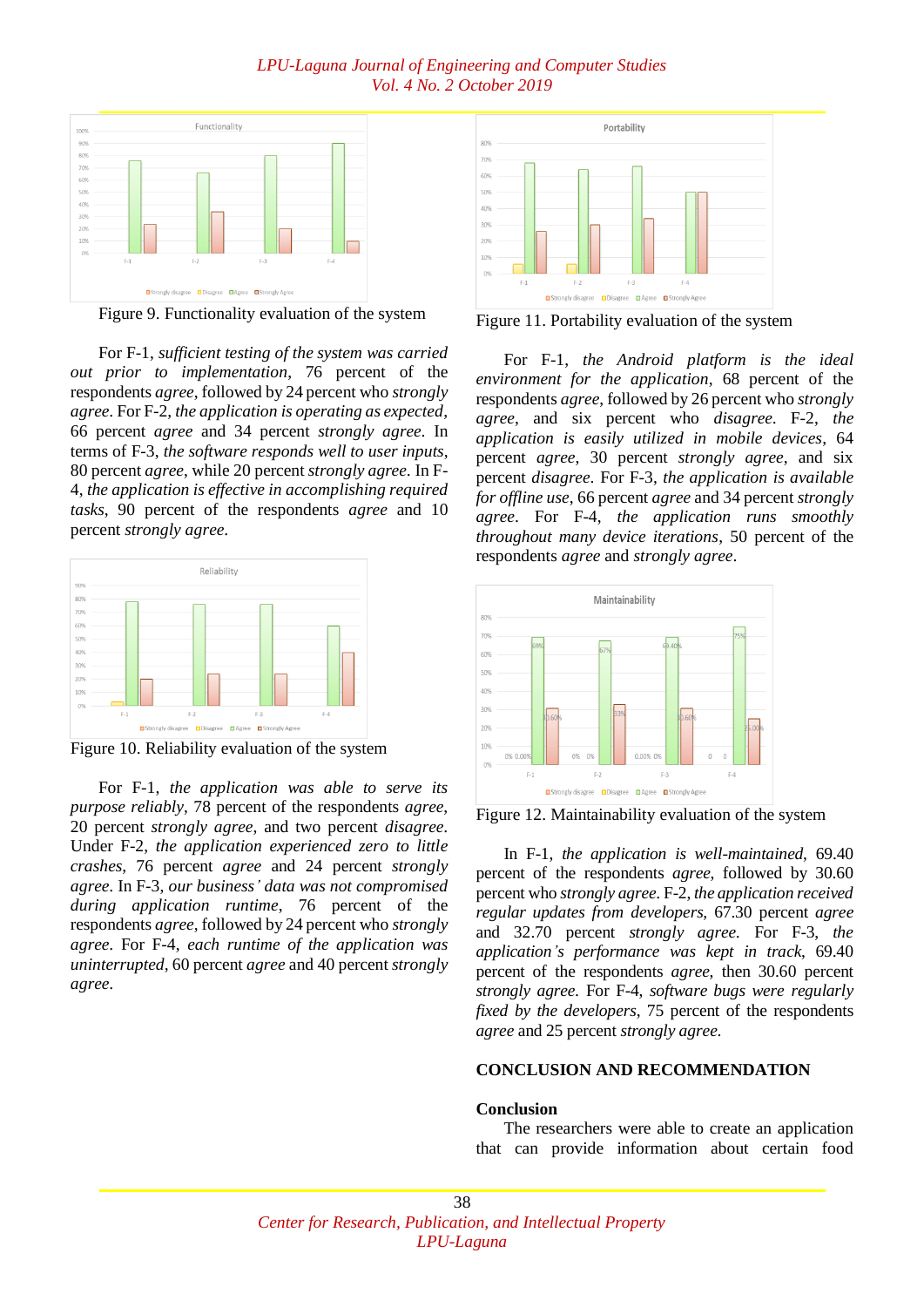Figure 9. Functionality evaluation of the system

For F-1, *sufficient testing of the system was carried out prior to implementation*, 76 percent of the respondents *agree*, followed by 24 percent who *strongly agree*. For F-2, *the application is operating as expected*, 66 percent *agree* and 34 percent *strongly agree*. In terms of F-3, *the software responds well to user inputs*, 80 percent *agree*, while 20 percent *strongly agree*. In F-4, *the application is effective in accomplishing required tasks*, 90 percent of the respondents *agree* and 10 percent *strongly agree*.

Figure 10. Reliability evaluation of the system

For F-1, *the application was able to serve its purpose reliably*, 78 percent of the respondents *agree*, 20 percent *strongly agree*, and two percent *disagree*. Under F-2, *the application experienced zero to little crashes*, 76 percent *agree* and 24 percent *strongly agree*. In F-3, *our business' data was not compromised during application runtime*, 76 percent of the respondents *agree*, followed by 24 percent who *strongly agree*. For F-4, *each runtime of the application was uninterrupted*, 60 percent *agree* and 40 percent *strongly agree*.

Figure 11. Portability evaluation of the system

For F-1, *the Android platform is the ideal environment for the application*, 68 percent of the respondents *agree*, followed by 26 percent who *strongly agree*, and six percent who *disagree*. F-2, *the application is easily utilized in mobile devices*, 64 percent *agree*, 30 percent *strongly agree*, and six percent *disagree*. For F-3, *the application is available for offline use*, 66 percent *agree* and 34 percent *strongly agree*. For F-4, *the application runs smoothly throughout many device iterations*, 50 percent of the respondents *agree* and *strongly agree*.

Figure 12. Maintainability evaluation of the system

In F-1, *the application is well-maintained*, 69.40 percent of the respondents *agree*, followed by 30.60 percent who *strongly agree*. F-2, *the application received regular updates from developers*, 67.30 percent *agree* and 32.70 percent *strongly agree*. For F-3, *the application's performance was kept in track*, 69.40 percent of the respondents *agree*, then 30.60 percent *strongly agree*. For F-4, *software bugs were regularly fixed by the developers*, 75 percent of the respondents *agree* and 25 percent *strongly agree*.

## CONCLUSION AND RECOMMENDATION

### Conclusion

The researchers were able to create an application that can provide information about certain food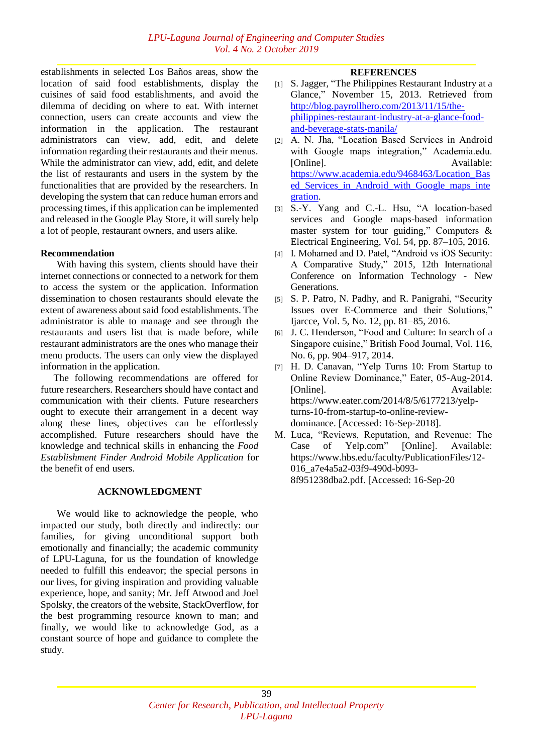establishments in selected Los Baños areas, show the location of said food establishments, display the cuisines of said food establishments, and avoid the dilemma of deciding on where to eat. With internet connection, users can create accounts and view the information in the application. The restaurant administrators can view, add, edit, and delete information regarding their restaurants and their menus. While the administrator can view, add, edit, and delete the list of restaurants and users in the system by the functionalities that are provided by the researchers. In developing the system that can reduce human errors and processing times, if this application can be implemented and released in the Google Play Store, it will surely help a lot of people, restaurant owners, and users alike.

**Recommendation**

With having this system, clients should have their internet connections or connected to a network for them to access the system or the application. Information dissemination to chosen restaurants should elevate the extent of awareness about said food establishments. The administrator is able to manage and see through the restaurants and users list that is made before, while restaurant administrators are the ones who manage their menu products. The users can only view the displayed information in the application.

The following recommendations are offered for future researchers. Researchers should have contact and communication with their clients. Future researchers ought to execute their arrangement in a decent way along these lines, objectives can be effortlessly accomplished. Future researchers should have the knowledge and technical skills in enhancing the *Food Establishment Finder Android Mobile Application* for the benefit of end users.

## ACKNOWLEDGMENT

We would like to acknowledge the people, who impacted our study, both directly and indirectly: our families, for giving unconditional support both emotionally and financially; the academic community of LPU-Laguna, for us the foundation of knowledge needed to fulfill this endeavor; the special persons in our lives, for giving inspiration and providing valuable experience, hope, and sanity; Mr. Jeff Atwood and Joel Spolsky, the creators of the website, StackOverflow, for the best programming resource known to man; and finally, we would like to acknowledge God, as a constant source of hope and guidance to complete the study.

## REFERENCES

[1] S. Jagger, "The Philippines Restaurant Industry at a Glance," November 15, 2013. Retrieved from http://blog.payrollhero.com/2013/11/15/the-philippines-restaurant-industry-at-a-glance-food-and-beverage-stats-manila/

[2] A. N. Jha, "Location Based Services in Android with Google maps integration," Academia.edu. [Online]. Available: https://www.academia.edu/9468463/Location_Based_Services_in_Android_with_Google_maps_integration.

[3] S.-Y. Yang and C.-L. Hsu, "A location-based services and Google maps-based information master system for tour guiding," Computers & Electrical Engineering, Vol. 54, pp. 87–105, 2016.

[4] I. Mohamed and D. Patel, "Android vs iOS Security: A Comparative Study," 2015, 12th International Conference on Information Technology - New Generations.

[5] S. P. Patro, N. Padhy, and R. Panigrahi, "Security Issues over E-Commerce and their Solutions," Ijarcce, Vol. 5, No. 12, pp. 81–85, 2016.

[6] J. C. Henderson, "Food and Culture: In search of a Singapore cuisine," British Food Journal, Vol. 116, No. 6, pp. 904–917, 2014.

[7] H. D. Canavan, "Yelp Turns 10: From Startup to Online Review Dominance," Eater, 05-Aug-2014. [Online]. Available: https://www.eater.com/2014/8/5/6177213/yelp-turns-10-from-startup-to-online-review-dominance. [Accessed: 16-Sep-2018].

M. Luca, "Reviews, Reputation, and Revenue: The Case of Yelp.com" [Online]. Available: https://www.hbs.edu/faculty/PublicationFiles/12-016_a7e4a5a2-03f9-490d-b093-8f951238dba2.pdf. [Accessed: 16-Sep-20